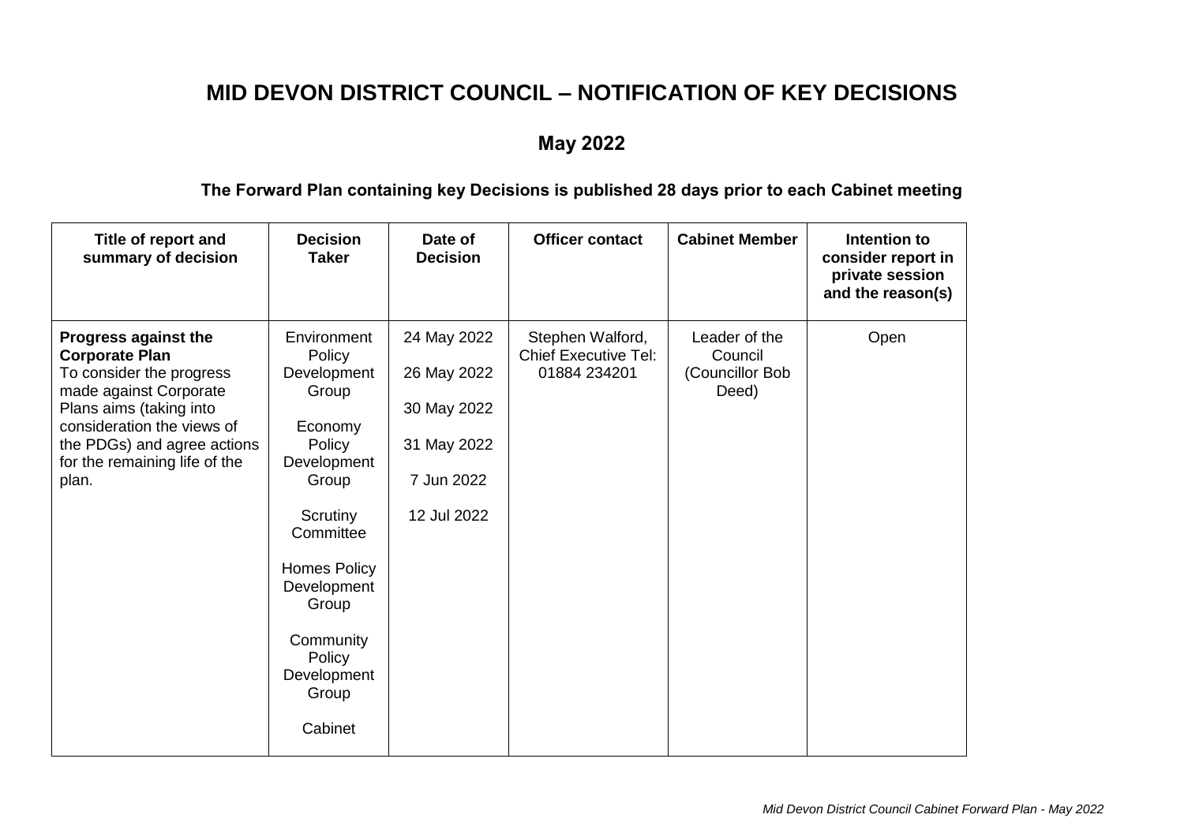# MID DEVON DISTRICT COUNCIL – NOTIFICATION OF KEY DECISIONS

## May 2022

**The Forward Plan containing key Decisions is published 28 days prior to each Cabinet meeting**

| Title of report and summary of decision | Decision Taker | Date of Decision | Officer contact | Cabinet Member | Intention to consider report in private session and the reason(s) |
|---|---|---|---|---|---|
| **Progress against the Corporate Plan** To consider the progress made against Corporate Plans aims (taking into consideration the views of the PDGs) and agree actions for the remaining life of the plan. | Environment Policy Development Group<br><br>Economy Policy Development Group<br><br>Scrutiny Committee<br><br>Homes Policy Development Group<br><br>Community Policy Development Group<br><br>Cabinet | 24 May 2022<br><br>26 May 2022<br><br>30 May 2022<br><br>31 May 2022<br><br>7 Jun 2022<br><br>12 Jul 2022 | Stephen Walford, Chief Executive Tel: 01884 234201 | Leader of the Council (Councillor Bob Deed) | Open |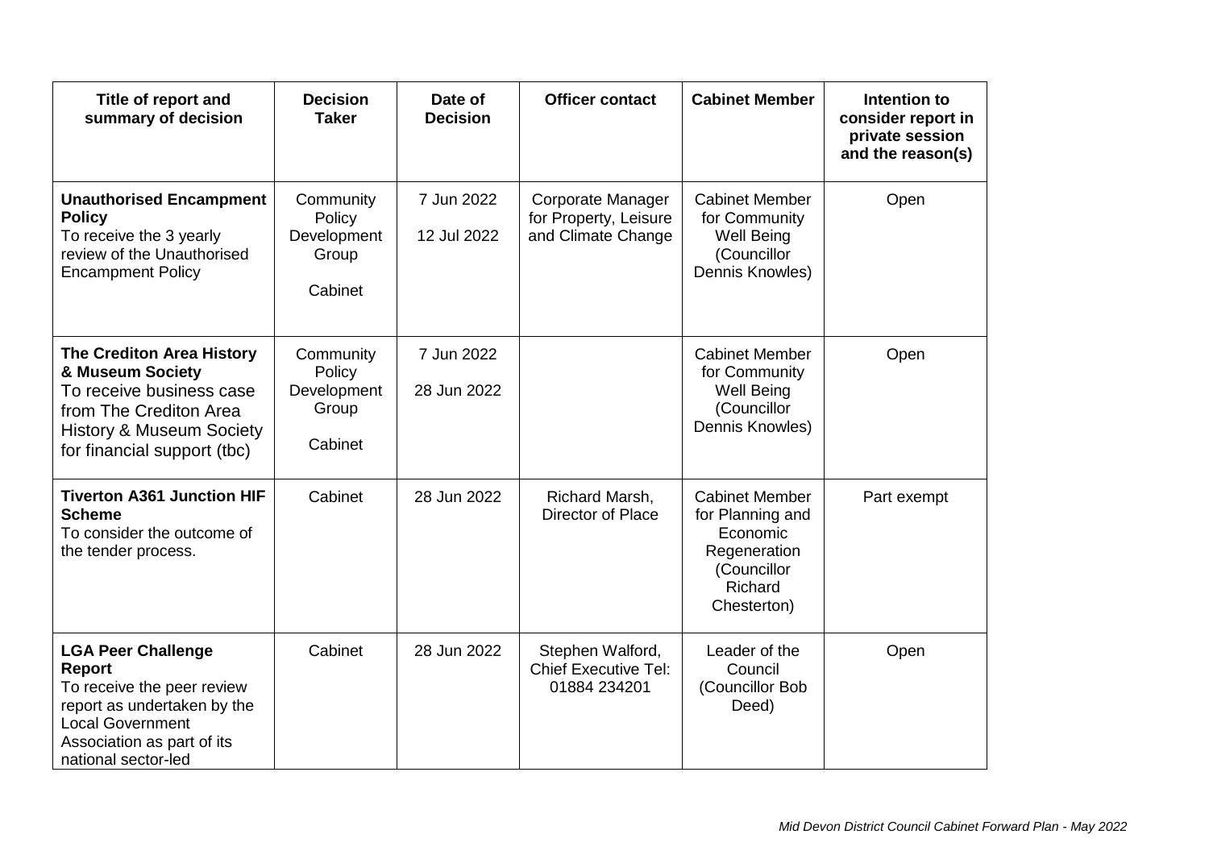| Title of report and summary of decision | Decision Taker | Date of Decision | Officer contact | Cabinet Member | Intention to consider report in private session and the reason(s) |
|---|---|---|---|---|---|
| **Unauthorised Encampment Policy**<br>To receive the 3 yearly review of the Unauthorised Encampment Policy | Community Policy Development Group<br><br>Cabinet | 7 Jun 2022<br><br>12 Jul 2022 | Corporate Manager for Property, Leisure and Climate Change | Cabinet Member for Community Well Being (Councillor Dennis Knowles) | Open |
| **The Crediton Area History & Museum Society**<br>To receive business case from The Crediton Area History & Museum Society for financial support (tbc) | Community Policy Development Group<br><br>Cabinet | 7 Jun 2022<br><br>28 Jun 2022 | | Cabinet Member for Community Well Being (Councillor Dennis Knowles) | Open |
| **Tiverton A361 Junction HIF Scheme**<br>To consider the outcome of the tender process. | Cabinet | 28 Jun 2022 | Richard Marsh, Director of Place | Cabinet Member for Planning and Economic Regeneration (Councillor Richard Chesterton) | Part exempt |
| **LGA Peer Challenge Report**<br>To receive the peer review report as undertaken by the Local Government Association as part of its national sector-led | Cabinet | 28 Jun 2022 | Stephen Walford, Chief Executive Tel: 01884 234201 | Leader of the Council (Councillor Bob Deed) | Open |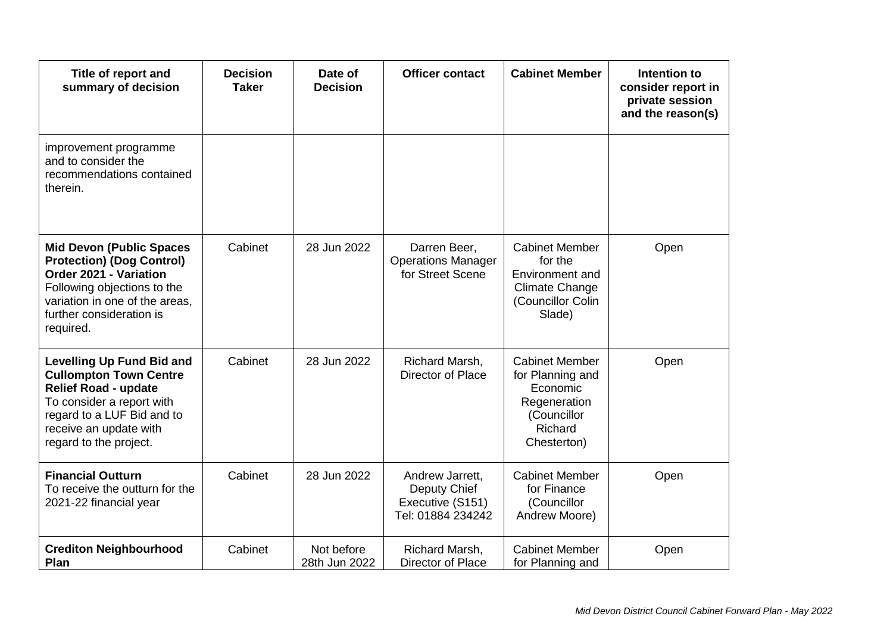| Title of report and summary of decision | Decision Taker | Date of Decision | Officer contact | Cabinet Member | Intention to consider report in private session and the reason(s) |
|---|---|---|---|---|---|
| improvement programme and to consider the recommendations contained therein. | | | | | |
| **Mid Devon (Public Spaces Protection) (Dog Control) Order 2021 - Variation** Following objections to the variation in one of the areas, further consideration is required. | Cabinet | 28 Jun 2022 | Darren Beer, Operations Manager for Street Scene | Cabinet Member for the Environment and Climate Change (Councillor Colin Slade) | Open |
| **Levelling Up Fund Bid and Cullompton Town Centre Relief Road - update** To consider a report with regard to a LUF Bid and to receive an update with regard to the project. | Cabinet | 28 Jun 2022 | Richard Marsh, Director of Place | Cabinet Member for Planning and Economic Regeneration (Councillor Richard Chesterton) | Open |
| **Financial Outturn** To receive the outturn for the 2021-22 financial year | Cabinet | 28 Jun 2022 | Andrew Jarrett, Deputy Chief Executive (S151) Tel: 01884 234242 | Cabinet Member for Finance (Councillor Andrew Moore) | Open |
| **Crediton Neighbourhood Plan** | Cabinet | Not before 28th Jun 2022 | Richard Marsh, Director of Place | Cabinet Member for Planning and | Open |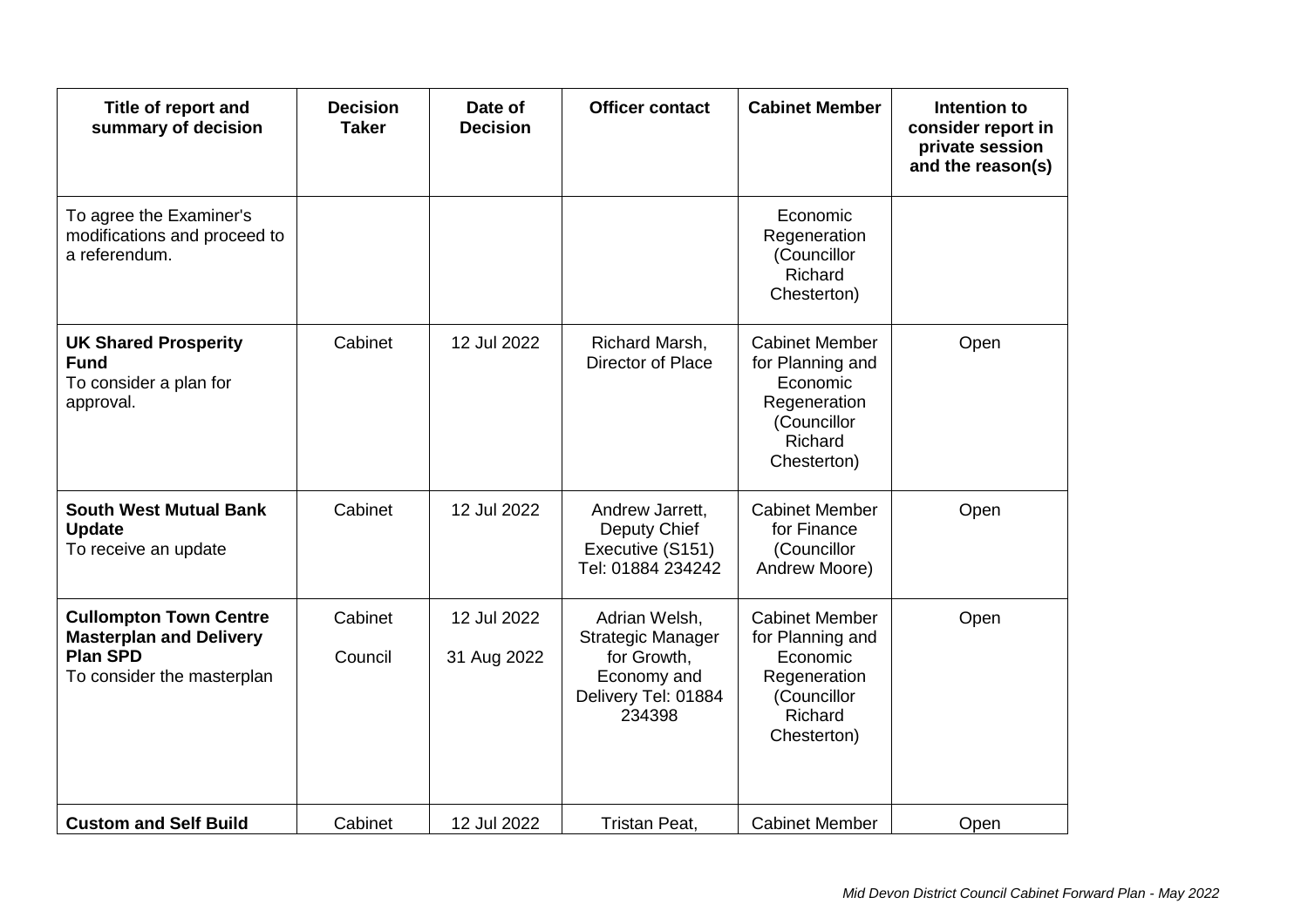| Title of report and summary of decision | Decision Taker | Date of Decision | Officer contact | Cabinet Member | Intention to consider report in private session and the reason(s) |
|---|---|---|---|---|---|
| To agree the Examiner's modifications and proceed to a referendum. | | | | Economic Regeneration (Councillor Richard Chesterton) | |
| **UK Shared Prosperity Fund** To consider a plan for approval. | Cabinet | 12 Jul 2022 | Richard Marsh, Director of Place | Cabinet Member for Planning and Economic Regeneration (Councillor Richard Chesterton) | Open |
| **South West Mutual Bank Update** To receive an update | Cabinet | 12 Jul 2022 | Andrew Jarrett, Deputy Chief Executive (S151) Tel: 01884 234242 | Cabinet Member for Finance (Councillor Andrew Moore) | Open |
| **Cullompton Town Centre Masterplan and Delivery Plan SPD** To consider the masterplan | Cabinet<br>Council | 12 Jul 2022<br>31 Aug 2022 | Adrian Welsh, Strategic Manager for Growth, Economy and Delivery Tel: 01884 234398 | Cabinet Member for Planning and Economic Regeneration (Councillor Richard Chesterton) | Open |
| **Custom and Self Build** | Cabinet | 12 Jul 2022 | Tristan Peat, | Cabinet Member | Open |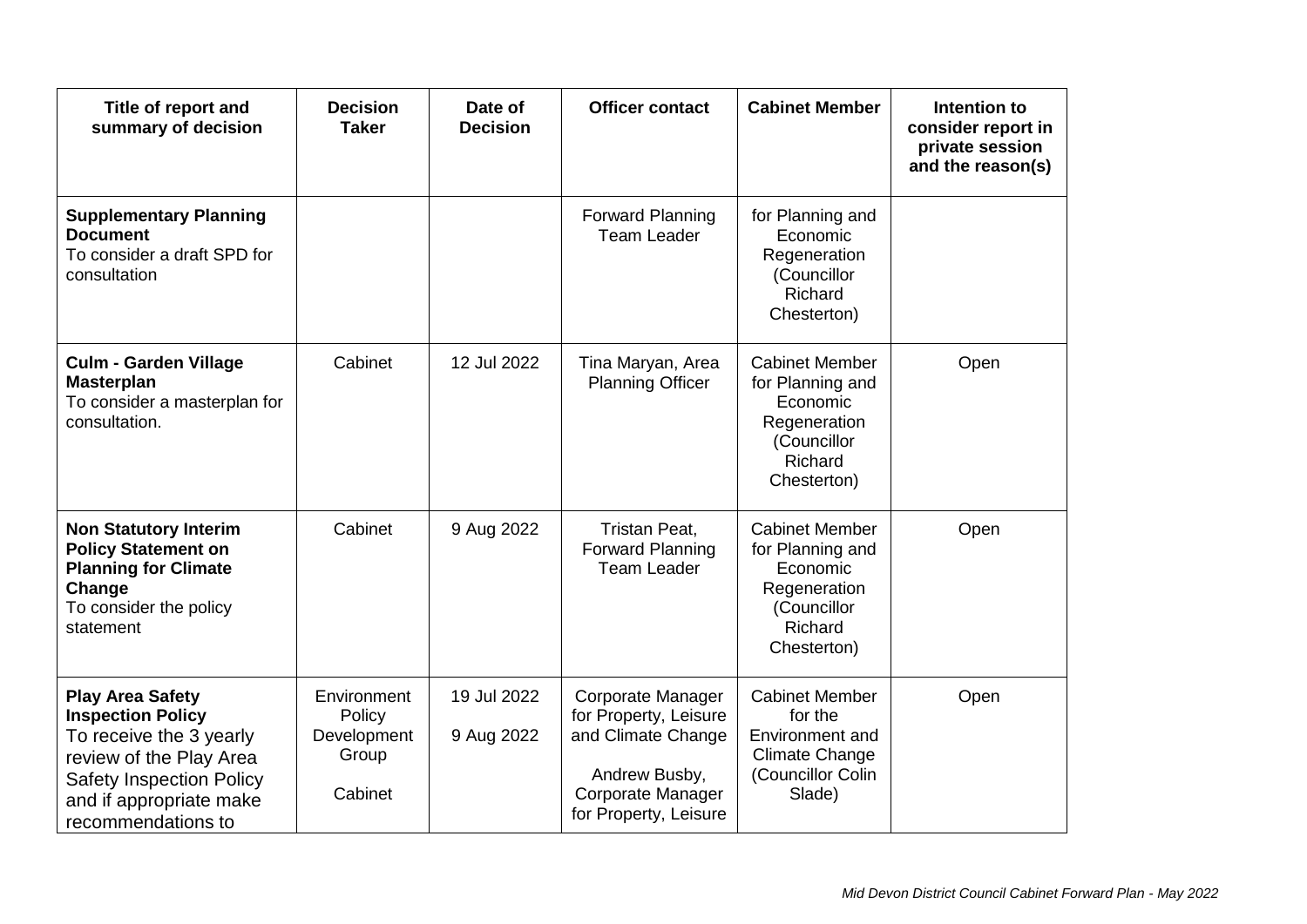| Title of report and summary of decision | Decision Taker | Date of Decision | Officer contact | Cabinet Member | Intention to consider report in private session and the reason(s) |
|---|---|---|---|---|---|
| **Supplementary Planning Document** To consider a draft SPD for consultation | | | Forward Planning Team Leader | for Planning and Economic Regeneration (Councillor Richard Chesterton) | |
| **Culm - Garden Village Masterplan** To consider a masterplan for consultation. | Cabinet | 12 Jul 2022 | Tina Maryan, Area Planning Officer | Cabinet Member for Planning and Economic Regeneration (Councillor Richard Chesterton) | Open |
| **Non Statutory Interim Policy Statement on Planning for Climate Change** To consider the policy statement | Cabinet | 9 Aug 2022 | Tristan Peat, Forward Planning Team Leader | Cabinet Member for Planning and Economic Regeneration (Councillor Richard Chesterton) | Open |
| **Play Area Safety Inspection Policy** To receive the 3 yearly review of the Play Area Safety Inspection Policy and if appropriate make recommendations to | Environment Policy Development Group<br><br>Cabinet | 19 Jul 2022<br><br>9 Aug 2022 | Corporate Manager for Property, Leisure and Climate Change<br><br>Andrew Busby, Corporate Manager for Property, Leisure | Cabinet Member for the Environment and Climate Change (Councillor Colin Slade) | Open |

*Mid Devon District Council Cabinet Forward Plan - May 2022*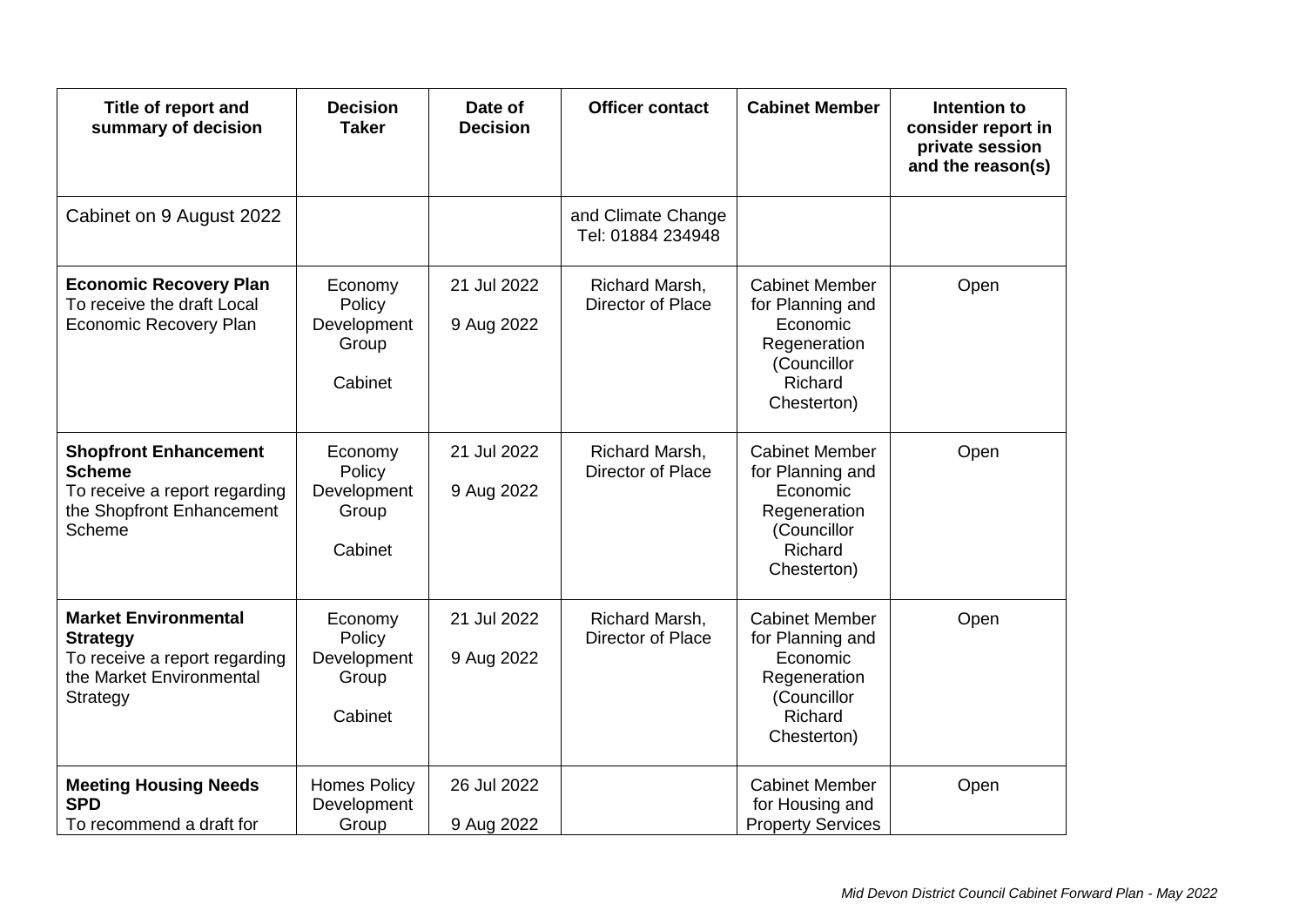| Title of report and summary of decision | Decision Taker | Date of Decision | Officer contact | Cabinet Member | Intention to consider report in private session and the reason(s) |
|---|---|---|---|---|---|
| Cabinet on 9 August 2022 | | | and Climate Change Tel: 01884 234948 | | |
| **Economic Recovery Plan** To receive the draft Local Economic Recovery Plan | Economy Policy Development Group<br><br>Cabinet | 21 Jul 2022<br><br>9 Aug 2022 | Richard Marsh, Director of Place | Cabinet Member for Planning and Economic Regeneration (Councillor Richard Chesterton) | Open |
| **Shopfront Enhancement Scheme** To receive a report regarding the Shopfront Enhancement Scheme | Economy Policy Development Group<br><br>Cabinet | 21 Jul 2022<br><br>9 Aug 2022 | Richard Marsh, Director of Place | Cabinet Member for Planning and Economic Regeneration (Councillor Richard Chesterton) | Open |
| **Market Environmental Strategy** To receive a report regarding the Market Environmental Strategy | Economy Policy Development Group<br><br>Cabinet | 21 Jul 2022<br><br>9 Aug 2022 | Richard Marsh, Director of Place | Cabinet Member for Planning and Economic Regeneration (Councillor Richard Chesterton) | Open |
| **Meeting Housing Needs SPD** To recommend a draft for | Homes Policy Development Group | 26 Jul 2022<br><br>9 Aug 2022 | | Cabinet Member for Housing and Property Services | Open |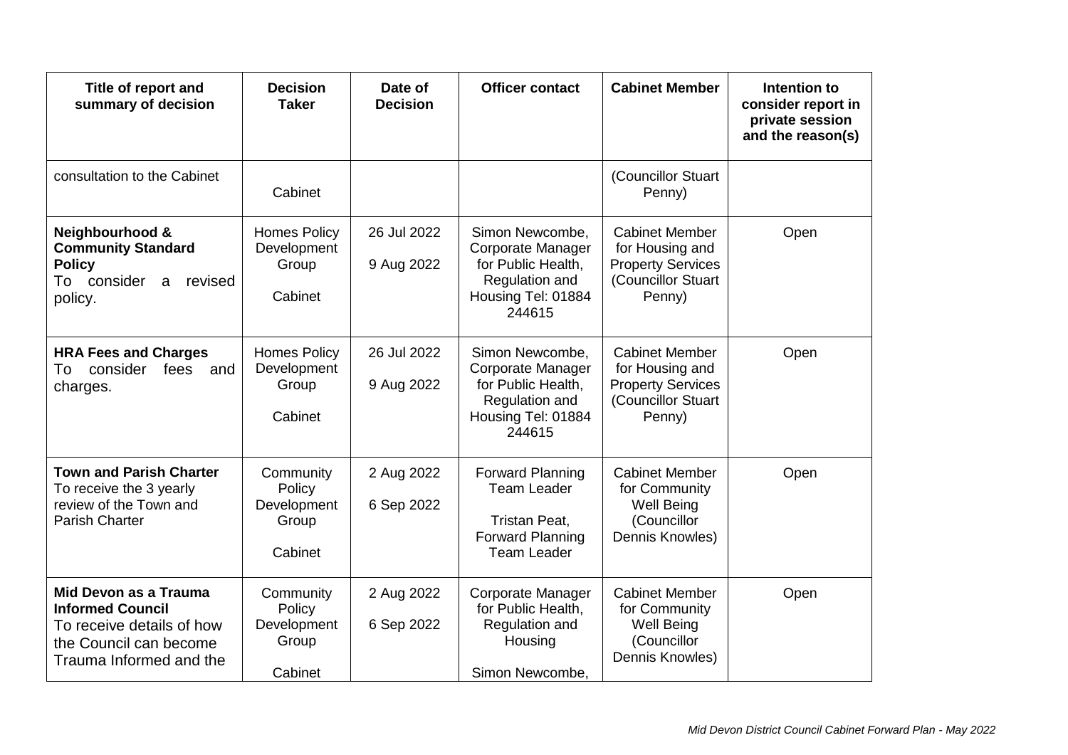| Title of report and summary of decision | Decision Taker | Date of Decision | Officer contact | Cabinet Member | Intention to consider report in private session and the reason(s) |
|---|---|---|---|---|---|
| consultation to the Cabinet | Cabinet | | | (Councillor Stuart Penny) | |
| **Neighbourhood & Community Standard Policy** To consider a revised policy. | Homes Policy Development Group<br><br>Cabinet | 26 Jul 2022<br><br>9 Aug 2022 | Simon Newcombe, Corporate Manager for Public Health, Regulation and Housing Tel: 01884 244615 | Cabinet Member for Housing and Property Services (Councillor Stuart Penny) | Open |
| **HRA Fees and Charges** To consider fees and charges. | Homes Policy Development Group<br><br>Cabinet | 26 Jul 2022<br><br>9 Aug 2022 | Simon Newcombe, Corporate Manager for Public Health, Regulation and Housing Tel: 01884 244615 | Cabinet Member for Housing and Property Services (Councillor Stuart Penny) | Open |
| **Town and Parish Charter** To receive the 3 yearly review of the Town and Parish Charter | Community Policy Development Group<br><br>Cabinet | 2 Aug 2022<br><br>6 Sep 2022 | Forward Planning Team Leader<br><br>Tristan Peat, Forward Planning Team Leader | Cabinet Member for Community Well Being (Councillor Dennis Knowles) | Open |
| **Mid Devon as a Trauma Informed Council** To receive details of how the Council can become Trauma Informed and the | Community Policy Development Group<br><br>Cabinet | 2 Aug 2022<br><br>6 Sep 2022 | Corporate Manager for Public Health, Regulation and Housing<br><br>Simon Newcombe, | Cabinet Member for Community Well Being (Councillor Dennis Knowles) | Open |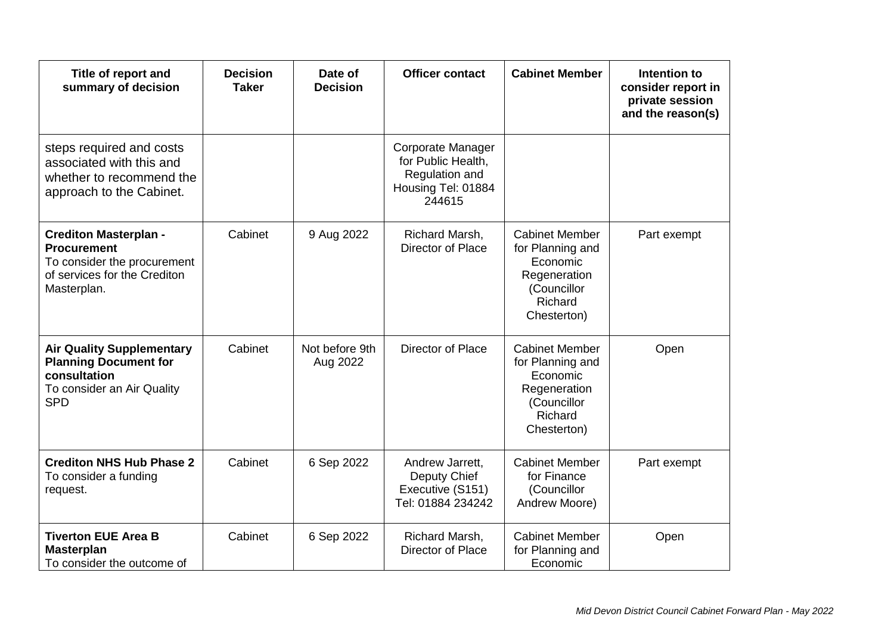| Title of report and summary of decision | Decision Taker | Date of Decision | Officer contact | Cabinet Member | Intention to consider report in private session and the reason(s) |
|---|---|---|---|---|---|
| steps required and costs associated with this and whether to recommend the approach to the Cabinet. | | | Corporate Manager for Public Health, Regulation and Housing Tel: 01884 244615 | | |
| **Crediton Masterplan - Procurement** To consider the procurement of services for the Crediton Masterplan. | Cabinet | 9 Aug 2022 | Richard Marsh, Director of Place | Cabinet Member for Planning and Economic Regeneration (Councillor Richard Chesterton) | Part exempt |
| **Air Quality Supplementary Planning Document for consultation** To consider an Air Quality SPD | Cabinet | Not before 9th Aug 2022 | Director of Place | Cabinet Member for Planning and Economic Regeneration (Councillor Richard Chesterton) | Open |
| **Crediton NHS Hub Phase 2** To consider a funding request. | Cabinet | 6 Sep 2022 | Andrew Jarrett, Deputy Chief Executive (S151) Tel: 01884 234242 | Cabinet Member for Finance (Councillor Andrew Moore) | Part exempt |
| **Tiverton EUE Area B Masterplan** To consider the outcome of | Cabinet | 6 Sep 2022 | Richard Marsh, Director of Place | Cabinet Member for Planning and Economic | Open |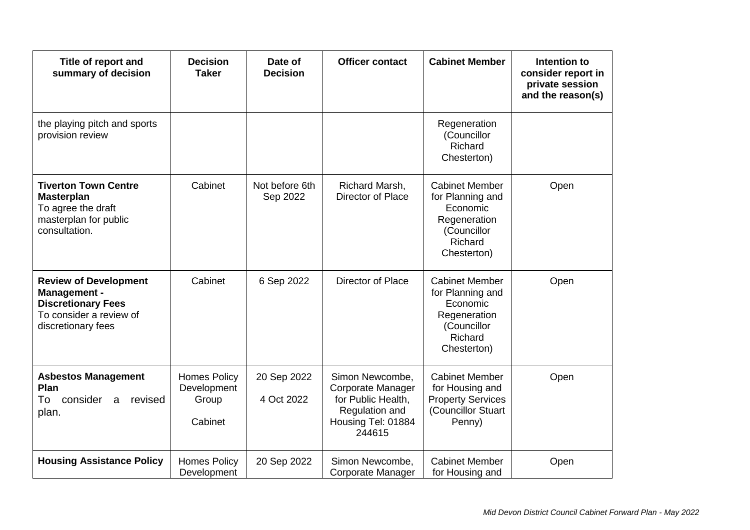| Title of report and summary of decision | Decision Taker | Date of Decision | Officer contact | Cabinet Member | Intention to consider report in private session and the reason(s) |
|---|---|---|---|---|---|
| the playing pitch and sports provision review | | | | Regeneration (Councillor Richard Chesterton) | |
| **Tiverton Town Centre Masterplan** To agree the draft masterplan for public consultation. | Cabinet | Not before 6th Sep 2022 | Richard Marsh, Director of Place | Cabinet Member for Planning and Economic Regeneration (Councillor Richard Chesterton) | Open |
| **Review of Development Management - Discretionary Fees** To consider a review of discretionary fees | Cabinet | 6 Sep 2022 | Director of Place | Cabinet Member for Planning and Economic Regeneration (Councillor Richard Chesterton) | Open |
| **Asbestos Management Plan** To consider a revised plan. | Homes Policy Development Group<br><br>Cabinet | 20 Sep 2022<br><br>4 Oct 2022 | Simon Newcombe, Corporate Manager for Public Health, Regulation and Housing Tel: 01884 244615 | Cabinet Member for Housing and Property Services (Councillor Stuart Penny) | Open |
| **Housing Assistance Policy** | Homes Policy Development | 20 Sep 2022 | Simon Newcombe, Corporate Manager | Cabinet Member for Housing and | Open |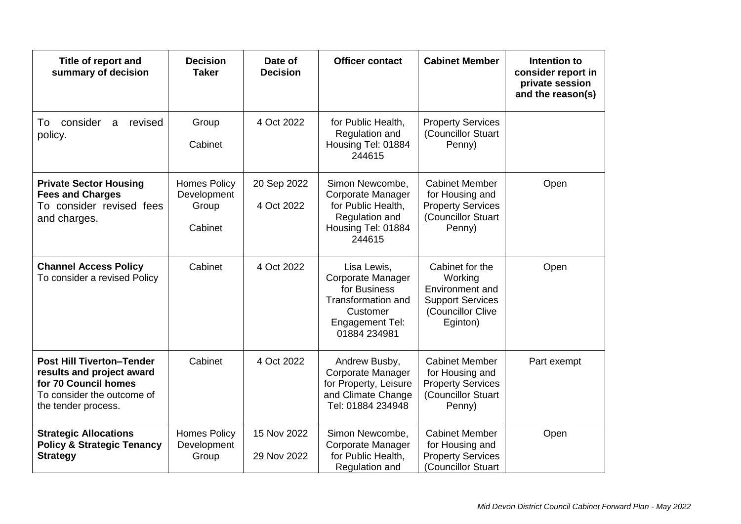| Title of report and summary of decision | Decision Taker | Date of Decision | Officer contact | Cabinet Member | Intention to consider report in private session and the reason(s) |
|---|---|---|---|---|---|
| To consider a revised policy. | Group<br><br>Cabinet | 4 Oct 2022 | for Public Health, Regulation and Housing Tel: 01884 244615 | Property Services (Councillor Stuart Penny) | |
| **Private Sector Housing Fees and Charges**<br>To consider revised fees and charges. | Homes Policy Development Group<br><br>Cabinet | 20 Sep 2022<br><br>4 Oct 2022 | Simon Newcombe, Corporate Manager for Public Health, Regulation and Housing Tel: 01884 244615 | Cabinet Member for Housing and Property Services (Councillor Stuart Penny) | Open |
| **Channel Access Policy**<br>To consider a revised Policy | Cabinet | 4 Oct 2022 | Lisa Lewis, Corporate Manager for Business Transformation and Customer Engagement Tel: 01884 234981 | Cabinet for the Working Environment and Support Services (Councillor Clive Eginton) | Open |
| **Post Hill Tiverton–Tender results and project award for 70 Council homes**<br>To consider the outcome of the tender process. | Cabinet | 4 Oct 2022 | Andrew Busby, Corporate Manager for Property, Leisure and Climate Change Tel: 01884 234948 | Cabinet Member for Housing and Property Services (Councillor Stuart Penny) | Part exempt |
| **Strategic Allocations Policy & Strategic Tenancy Strategy** | Homes Policy Development Group | 15 Nov 2022<br><br>29 Nov 2022 | Simon Newcombe, Corporate Manager for Public Health, Regulation and | Cabinet Member for Housing and Property Services (Councillor Stuart | Open |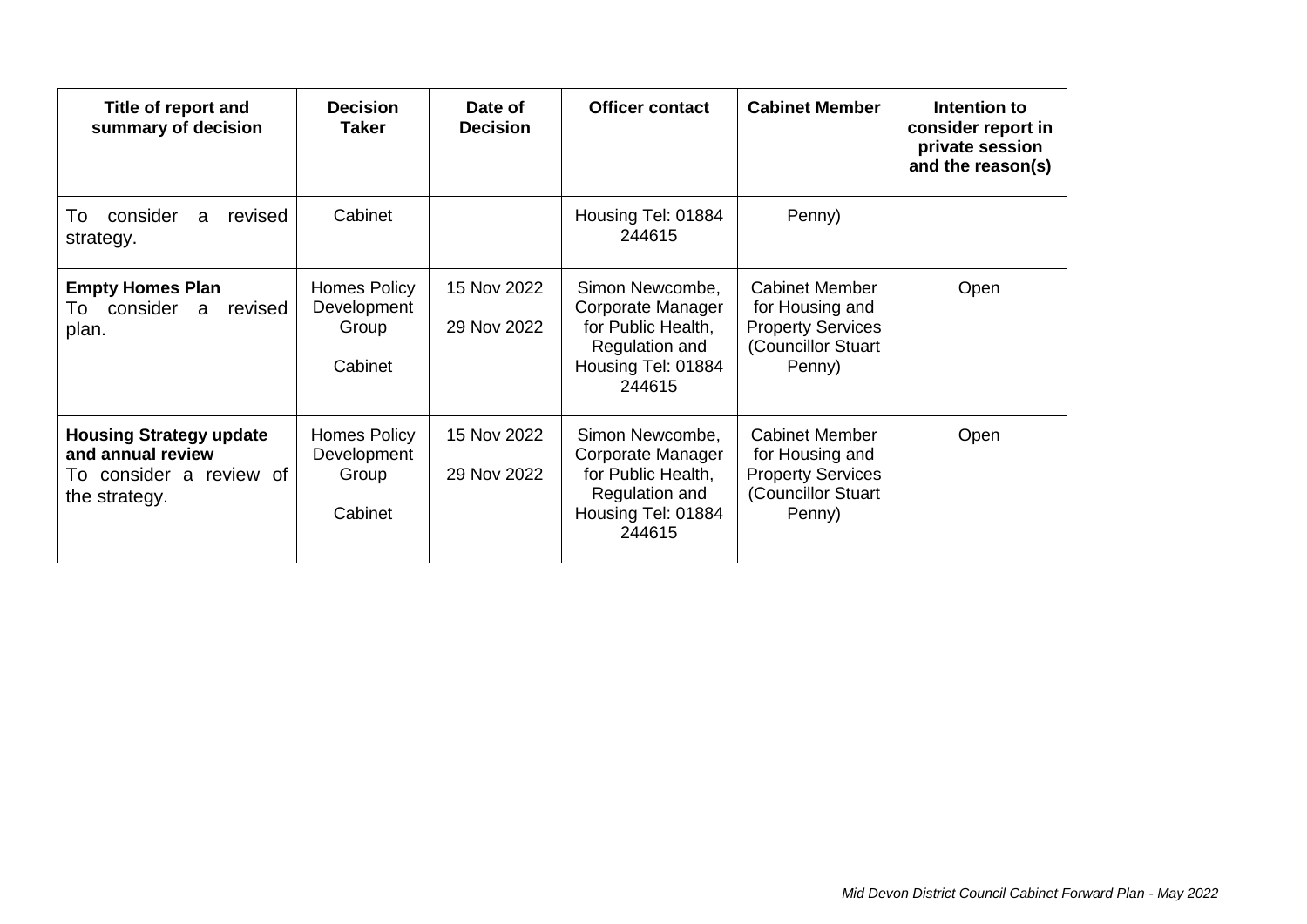| Title of report and summary of decision | Decision Taker | Date of Decision | Officer contact | Cabinet Member | Intention to consider report in private session and the reason(s) |
|---|---|---|---|---|---|
| To consider a revised strategy. | Cabinet | | Housing Tel: 01884 244615 | Penny) | |
| **Empty Homes Plan**<br>To consider a revised plan. | Homes Policy Development Group<br><br>Cabinet | 15 Nov 2022<br><br>29 Nov 2022 | Simon Newcombe, Corporate Manager for Public Health, Regulation and Housing Tel: 01884 244615 | Cabinet Member for Housing and Property Services (Councillor Stuart Penny) | Open |
| **Housing Strategy update and annual review**<br>To consider a review of the strategy. | Homes Policy Development Group<br><br>Cabinet | 15 Nov 2022<br><br>29 Nov 2022 | Simon Newcombe, Corporate Manager for Public Health, Regulation and Housing Tel: 01884 244615 | Cabinet Member for Housing and Property Services (Councillor Stuart Penny) | Open |